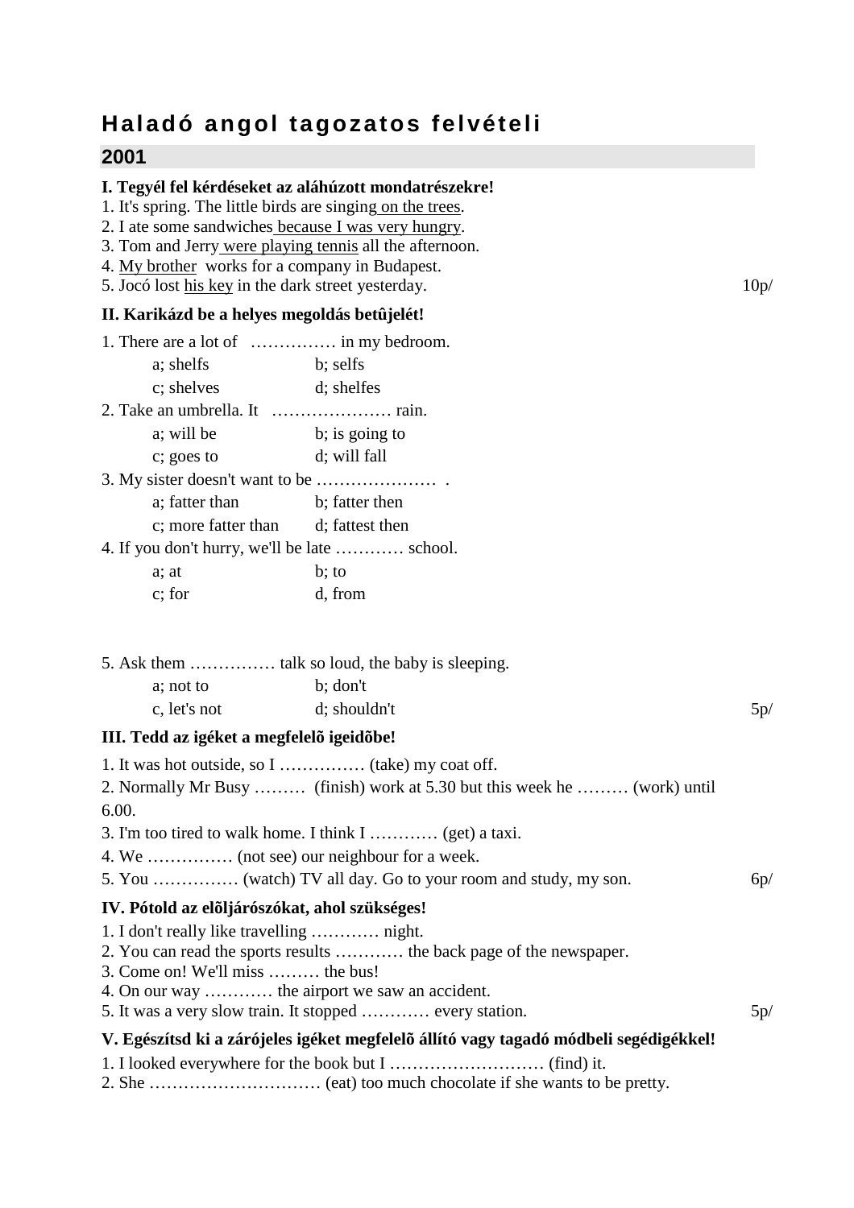# Haladó angol tagozatos felvételi

## 2001

**I. Tegyél fel kérdéseket az aláhúzott mondatrészekre!**

1. It's spring. The little birds are singing <u>on the trees</u>.
2. I ate some sandwiches <u>because I was very hungry</u>.
3. Tom and Jerry <u>were playing tennis</u> all the afternoon.
4. <u>My brother</u> works for a company in Budapest.
5. Jocó lost <u>his key</u> in the dark street yesterday. 10p/

**II. Karikázd be a helyes megoldás betûjelét!**

1. There are a lot of …………… in my bedroom.
   - a; shelfs
   - b; selfs
   - c; shelves
   - d; shelfes
2. Take an umbrella. It ………………… rain.
   - a; will be
   - b; is going to
   - c; goes to
   - d; will fall
3. My sister doesn't want to be ………………… .
   - a; fatter than
   - b; fatter then
   - c; more fatter than
   - d; fattest then
4. If you don't hurry, we'll be late ………… school.
   - a; at
   - b; to
   - c; for
   - d, from
5. Ask them …………… talk so loud, the baby is sleeping.
   - a; not to
   - b; don't
   - c, let's not
   - d; shouldn't

5p/

**III. Tedd az igéket a megfelelõ igeidõbe!**

1. It was hot outside, so I …………… (take) my coat off.
2. Normally Mr Busy ……… (finish) work at 5.30 but this week he ……… (work) until 6.00.
3. I'm too tired to walk home. I think I ………… (get) a taxi.
4. We …………… (not see) our neighbour for a week.
5. You …………… (watch) TV all day. Go to your room and study, my son. 6p/

**IV. Pótold az elõljárószókat, ahol szükséges!**

1. I don't really like travelling ………… night.
2. You can read the sports results ………… the back page of the newspaper.
3. Come on! We'll miss ……… the bus!
4. On our way ………… the airport we saw an accident.
5. It was a very slow train. It stopped ………… every station. 5p/

**V. Egészítsd ki a zárójeles igéket megfelelõ állító vagy tagadó módbeli segédigékkel!**

1. I looked everywhere for the book but I ……………………… (find) it.
2. She ………………………… (eat) too much chocolate if she wants to be pretty.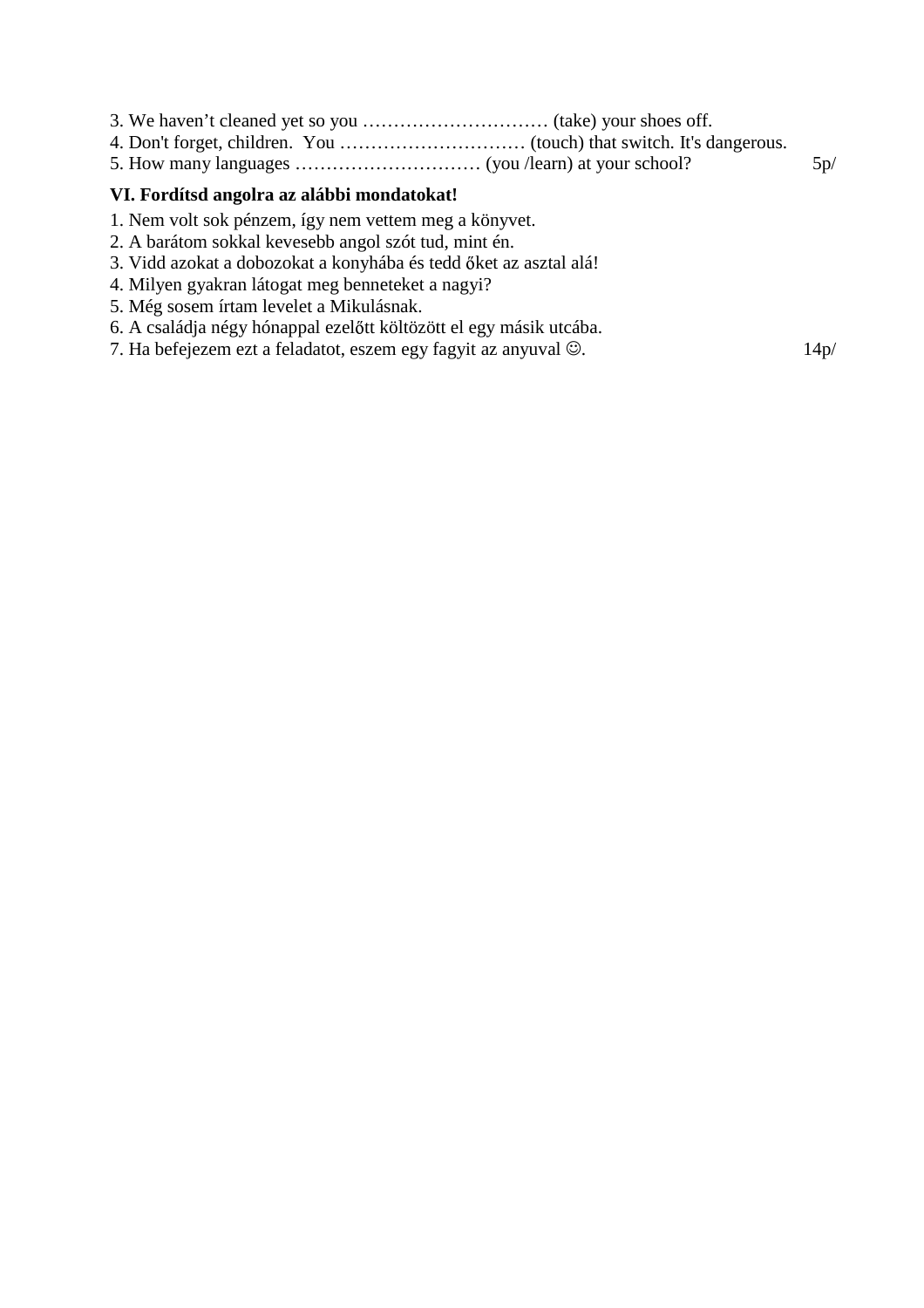3. We haven't cleaned yet so you ………………………… (take) your shoes off.
4. Don't forget, children. You ………………………… (touch) that switch. It's dangerous.
5. How many languages ………………………… (you /learn) at your school? 5p/

**VI. Fordítsd angolra az alábbi mondatokat!**

1. Nem volt sok pénzem, így nem vettem meg a könyvet.
2. A barátom sokkal kevesebb angol szót tud, mint én.
3. Vidd azokat a dobozokat a konyhába és tedd őket az asztal alá!
4. Milyen gyakran látogat meg benneteket a nagyi?
5. Még sosem írtam levelet a Mikulásnak.
6. A családja négy hónappal ezelőtt költözött el egy másik utcába.
7. Ha befejezem ezt a feladatot, eszem egy fagyit az anyuval ☺. 14p/